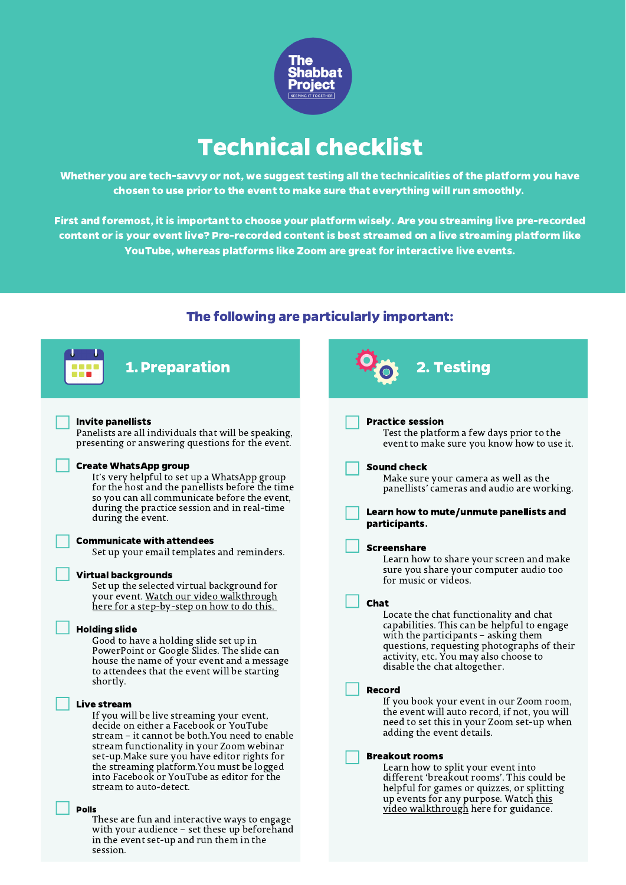The Shabbat Project
KEEPING IT TOGETHER

# Technical checklist

**Whether you are tech-savvy or not, we suggest testing all the technicalities of the platform you have chosen to use prior to the event to make sure that everything will run smoothly.**

**First and foremost, it is important to choose your platform wisely. Are you streaming live pre-recorded content or is your event live? Pre-recorded content is best streamed on a live streaming platform like YouTube, whereas platforms like Zoom are great for interactive live events.**

## The following are particularly important:

## 1. Preparation

- [ ] **Invite panellists**
  Panelists are all individuals that will be speaking, presenting or answering questions for the event.

- [ ] **Create WhatsApp group**
  It's very helpful to set up a WhatsApp group for the host and the panellists before the time so you can all communicate before the event, during the practice session and in real-time during the event.

- [ ] **Communicate with attendees**
  Set up your email templates and reminders.

- [ ] **Virtual backgrounds**
  Set up the selected virtual background for your event. Watch our video walkthrough here for a step-by-step on how to do this.

- [ ] **Holding slide**
  Good to have a holding slide set up in PowerPoint or Google Slides. The slide can house the name of your event and a message to attendees that the event will be starting shortly.

- [ ] **Live stream**
  If you will be live streaming your event, decide on either a Facebook or YouTube stream – it cannot be both.You need to enable stream functionality in your Zoom webinar set-up.Make sure you have editor rights for the streaming platform.You must be logged into Facebook or YouTube as editor for the stream to auto-detect.

- [ ] **Polls**
  These are fun and interactive ways to engage with your audience – set these up beforehand in the event set-up and run them in the session.

## 2. Testing

- [ ] **Practice session**
  Test the platform a few days prior to the event to make sure you know how to use it.

- [ ] **Sound check**
  Make sure your camera as well as the panellists' cameras and audio are working.

- [ ] **Learn how to mute/unmute panellists and participants.**

- [ ] **Screenshare**
  Learn how to share your screen and make sure you share your computer audio too for music or videos.

- [ ] **Chat**
  Locate the chat functionality and chat capabilities. This can be helpful to engage with the participants – asking them questions, requesting photographs of their activity, etc. You may also choose to disable the chat altogether.

- [ ] **Record**
  If you book your event in our Zoom room, the event will auto record, if not, you will need to set this in your Zoom set-up when adding the event details.

- [ ] **Breakout rooms**
  Learn how to split your event into different 'breakout rooms'. This could be helpful for games or quizzes, or splitting up events for any purpose. Watch this video walkthrough here for guidance.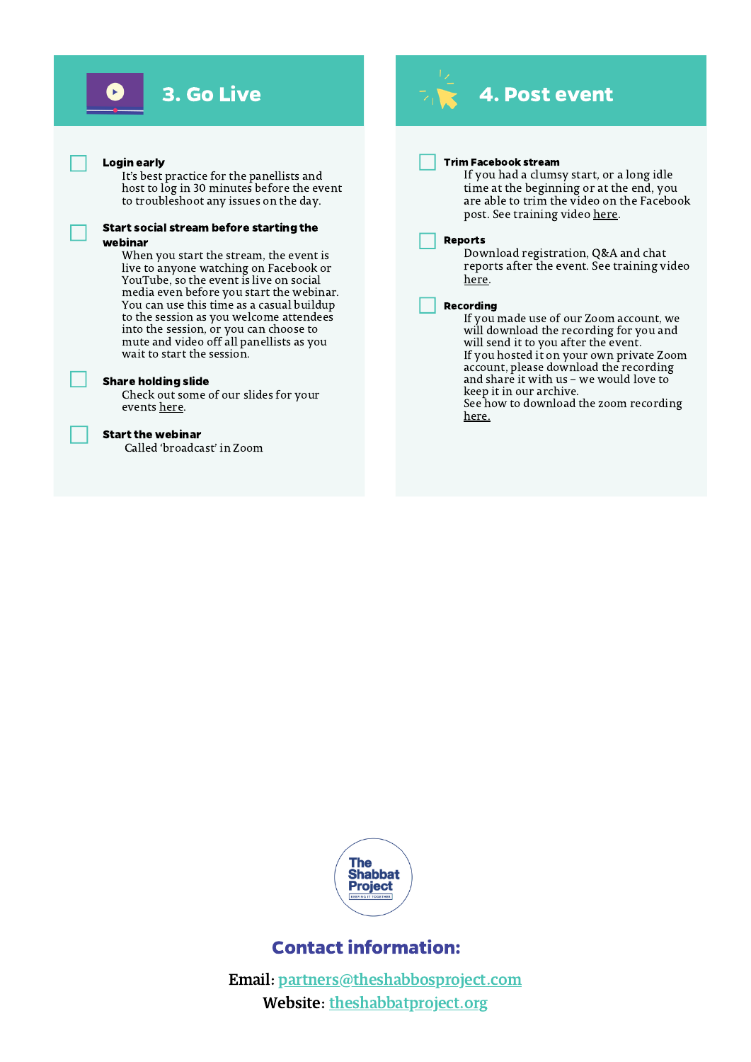## 3. Go Live

- [ ] **Login early**
  It's best practice for the panellists and host to log in 30 minutes before the event to troubleshoot any issues on the day.

- [ ] **Start social stream before starting the webinar**
  When you start the stream, the event is live to anyone watching on Facebook or YouTube, so the event is live on social media even before you start the webinar. You can use this time as a casual buildup to the session as you welcome attendees into the session, or you can choose to mute and video off all panellists as you wait to start the session.

- [ ] **Share holding slide**
  Check out some of our slides for your events here.

- [ ] **Start the webinar**
  Called 'broadcast' in Zoom

## 4. Post event

- [ ] **Trim Facebook stream**
  If you had a clumsy start, or a long idle time at the beginning or at the end, you are able to trim the video on the Facebook post. See training video here.

- [ ] **Reports**
  Download registration, Q&A and chat reports after the event. See training video here.

- [ ] **Recording**
  If you made use of our Zoom account, we will download the recording for you and will send it to you after the event.
  If you hosted it on your own private Zoom account, please download the recording and share it with us – we would love to keep it in our archive.
  See how to download the zoom recording here.

The Shabbat Project
KEEPING IT TOGETHER

## Contact information:

Email: partners@theshabbosproject.com
Website: theshabbatproject.org